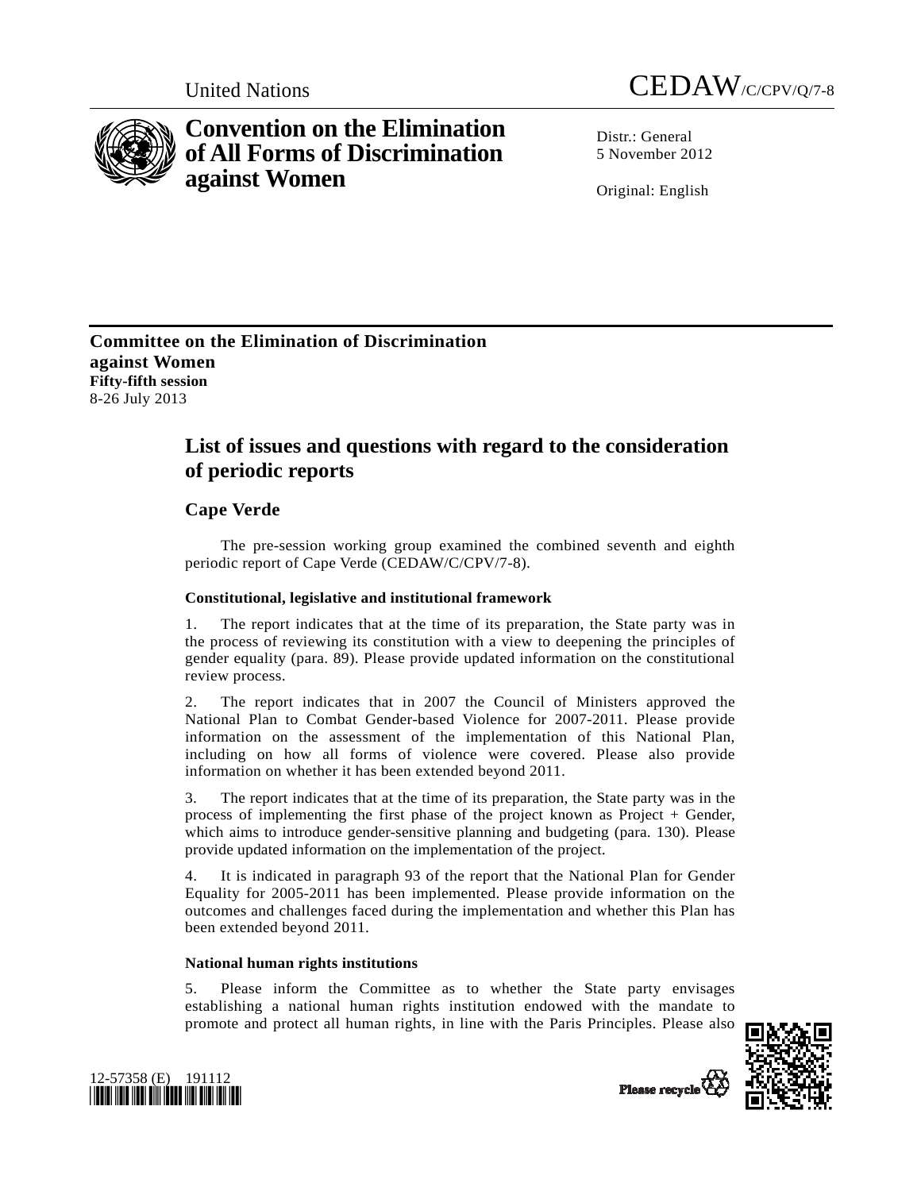United Nations CEDAW/C/CPV/Q/7-8

# Convention on the Elimination of All Forms of Discrimination against Women

Distr.: General
5 November 2012

Original: English

**Committee on the Elimination of Discrimination against Women**
**Fifty-fifth session**
8-26 July 2013

## List of issues and questions with regard to the consideration of periodic reports

### Cape Verde

The pre-session working group examined the combined seventh and eighth periodic report of Cape Verde (CEDAW/C/CPV/7-8).

#### Constitutional, legislative and institutional framework

1. The report indicates that at the time of its preparation, the State party was in the process of reviewing its constitution with a view to deepening the principles of gender equality (para. 89). Please provide updated information on the constitutional review process.

2. The report indicates that in 2007 the Council of Ministers approved the National Plan to Combat Gender-based Violence for 2007-2011. Please provide information on the assessment of the implementation of this National Plan, including on how all forms of violence were covered. Please also provide information on whether it has been extended beyond 2011.

3. The report indicates that at the time of its preparation, the State party was in the process of implementing the first phase of the project known as Project + Gender, which aims to introduce gender-sensitive planning and budgeting (para. 130). Please provide updated information on the implementation of the project.

4. It is indicated in paragraph 93 of the report that the National Plan for Gender Equality for 2005-2011 has been implemented. Please provide information on the outcomes and challenges faced during the implementation and whether this Plan has been extended beyond 2011.

#### National human rights institutions

5. Please inform the Committee as to whether the State party envisages establishing a national human rights institution endowed with the mandate to promote and protect all human rights, in line with the Paris Principles. Please also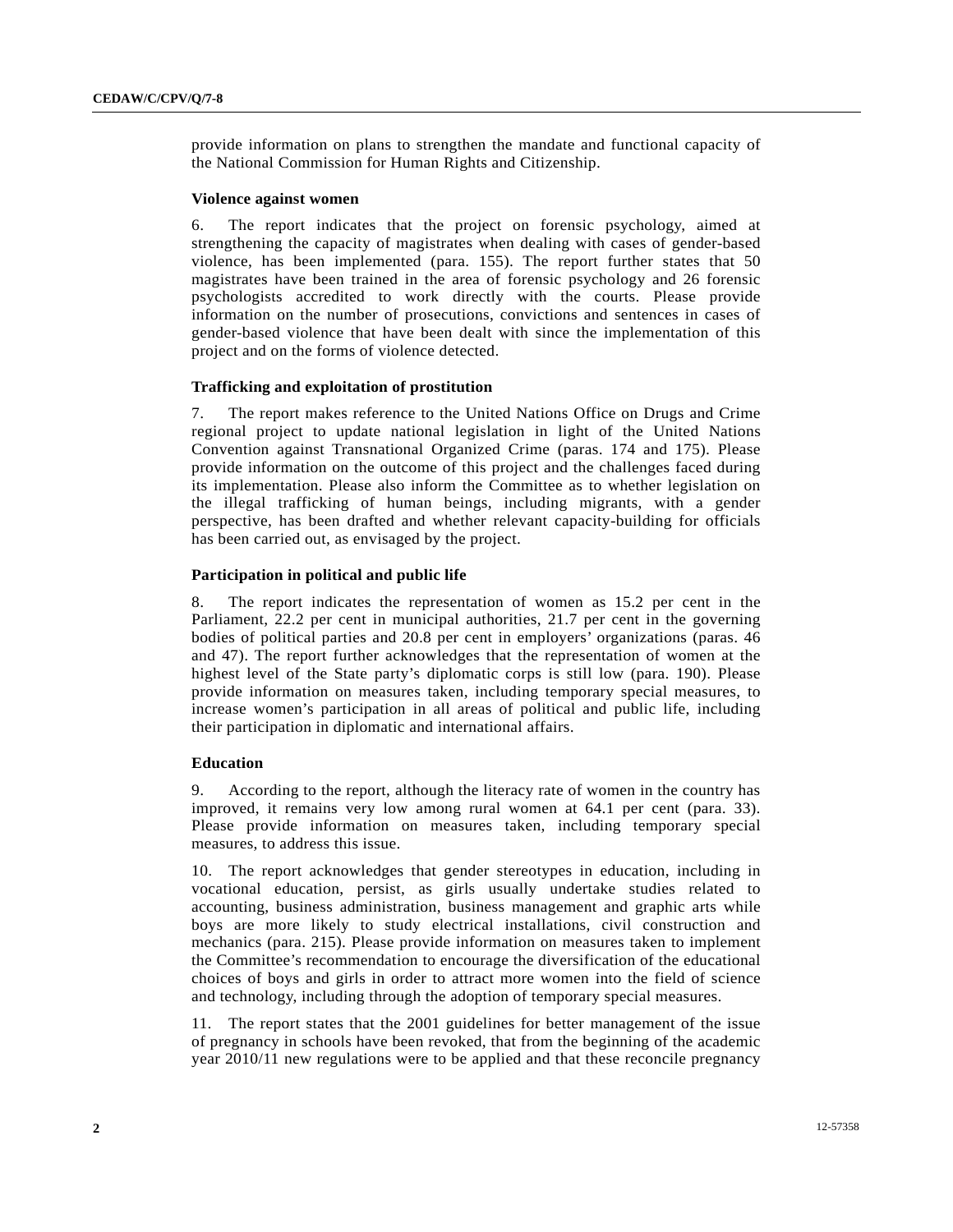provide information on plans to strengthen the mandate and functional capacity of the National Commission for Human Rights and Citizenship.

### Violence against women

6. The report indicates that the project on forensic psychology, aimed at strengthening the capacity of magistrates when dealing with cases of gender-based violence, has been implemented (para. 155). The report further states that 50 magistrates have been trained in the area of forensic psychology and 26 forensic psychologists accredited to work directly with the courts. Please provide information on the number of prosecutions, convictions and sentences in cases of gender-based violence that have been dealt with since the implementation of this project and on the forms of violence detected.

### Trafficking and exploitation of prostitution

7. The report makes reference to the United Nations Office on Drugs and Crime regional project to update national legislation in light of the United Nations Convention against Transnational Organized Crime (paras. 174 and 175). Please provide information on the outcome of this project and the challenges faced during its implementation. Please also inform the Committee as to whether legislation on the illegal trafficking of human beings, including migrants, with a gender perspective, has been drafted and whether relevant capacity-building for officials has been carried out, as envisaged by the project.

### Participation in political and public life

8. The report indicates the representation of women as 15.2 per cent in the Parliament, 22.2 per cent in municipal authorities, 21.7 per cent in the governing bodies of political parties and 20.8 per cent in employers' organizations (paras. 46 and 47). The report further acknowledges that the representation of women at the highest level of the State party's diplomatic corps is still low (para. 190). Please provide information on measures taken, including temporary special measures, to increase women's participation in all areas of political and public life, including their participation in diplomatic and international affairs.

### Education

9. According to the report, although the literacy rate of women in the country has improved, it remains very low among rural women at 64.1 per cent (para. 33). Please provide information on measures taken, including temporary special measures, to address this issue.

10. The report acknowledges that gender stereotypes in education, including in vocational education, persist, as girls usually undertake studies related to accounting, business administration, business management and graphic arts while boys are more likely to study electrical installations, civil construction and mechanics (para. 215). Please provide information on measures taken to implement the Committee's recommendation to encourage the diversification of the educational choices of boys and girls in order to attract more women into the field of science and technology, including through the adoption of temporary special measures.

11. The report states that the 2001 guidelines for better management of the issue of pregnancy in schools have been revoked, that from the beginning of the academic year 2010/11 new regulations were to be applied and that these reconcile pregnancy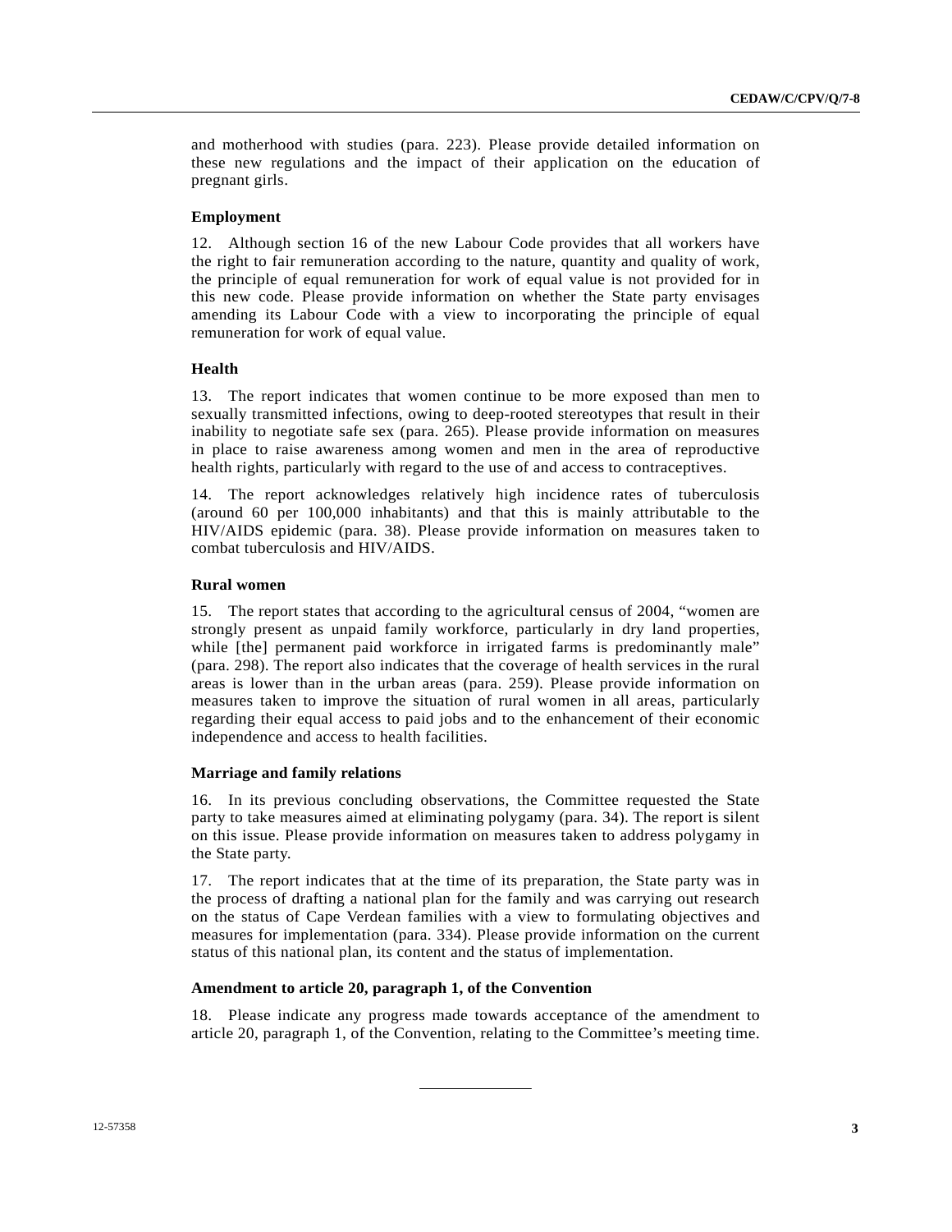and motherhood with studies (para. 223). Please provide detailed information on these new regulations and the impact of their application on the education of pregnant girls.

### Employment

12. Although section 16 of the new Labour Code provides that all workers have the right to fair remuneration according to the nature, quantity and quality of work, the principle of equal remuneration for work of equal value is not provided for in this new code. Please provide information on whether the State party envisages amending its Labour Code with a view to incorporating the principle of equal remuneration for work of equal value.

### Health

13. The report indicates that women continue to be more exposed than men to sexually transmitted infections, owing to deep-rooted stereotypes that result in their inability to negotiate safe sex (para. 265). Please provide information on measures in place to raise awareness among women and men in the area of reproductive health rights, particularly with regard to the use of and access to contraceptives.

14. The report acknowledges relatively high incidence rates of tuberculosis (around 60 per 100,000 inhabitants) and that this is mainly attributable to the HIV/AIDS epidemic (para. 38). Please provide information on measures taken to combat tuberculosis and HIV/AIDS.

### Rural women

15. The report states that according to the agricultural census of 2004, "women are strongly present as unpaid family workforce, particularly in dry land properties, while [the] permanent paid workforce in irrigated farms is predominantly male" (para. 298). The report also indicates that the coverage of health services in the rural areas is lower than in the urban areas (para. 259). Please provide information on measures taken to improve the situation of rural women in all areas, particularly regarding their equal access to paid jobs and to the enhancement of their economic independence and access to health facilities.

### Marriage and family relations

16. In its previous concluding observations, the Committee requested the State party to take measures aimed at eliminating polygamy (para. 34). The report is silent on this issue. Please provide information on measures taken to address polygamy in the State party.

17. The report indicates that at the time of its preparation, the State party was in the process of drafting a national plan for the family and was carrying out research on the status of Cape Verdean families with a view to formulating objectives and measures for implementation (para. 334). Please provide information on the current status of this national plan, its content and the status of implementation.

### Amendment to article 20, paragraph 1, of the Convention

18. Please indicate any progress made towards acceptance of the amendment to article 20, paragraph 1, of the Convention, relating to the Committee's meeting time.